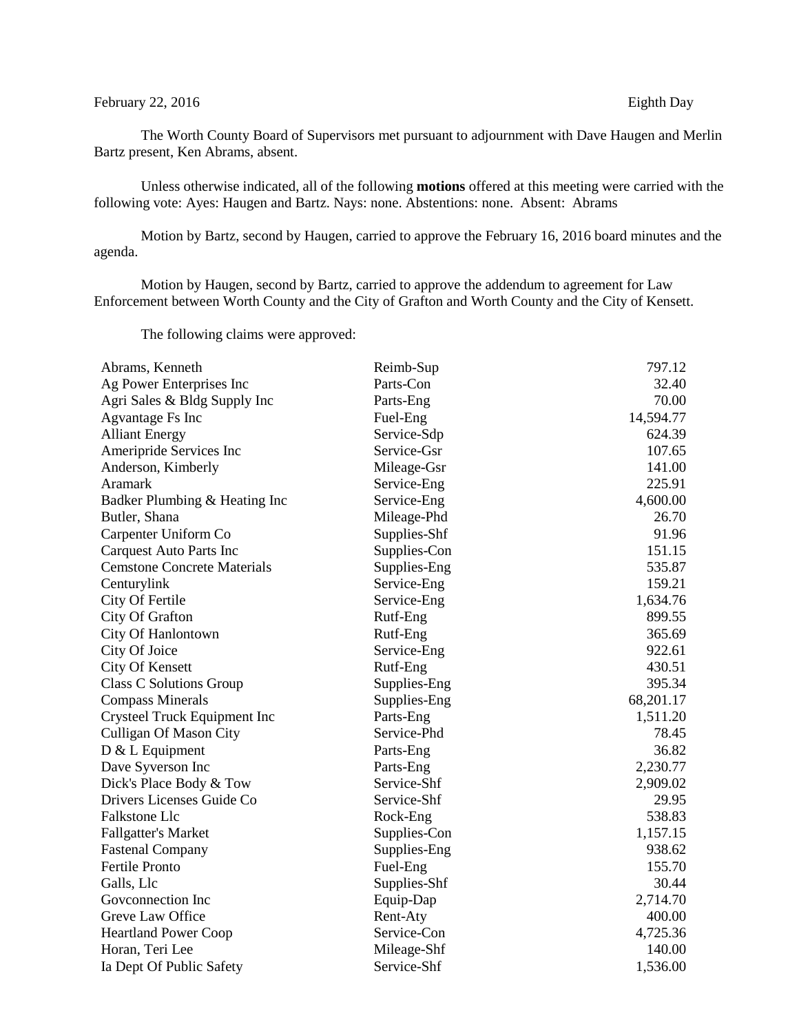February 22, 2016 Eighth Day

The Worth County Board of Supervisors met pursuant to adjournment with Dave Haugen and Merlin Bartz present, Ken Abrams, absent.

Unless otherwise indicated, all of the following **motions** offered at this meeting were carried with the following vote: Ayes: Haugen and Bartz. Nays: none. Abstentions: none. Absent: Abrams

Motion by Bartz, second by Haugen, carried to approve the February 16, 2016 board minutes and the agenda.

Motion by Haugen, second by Bartz, carried to approve the addendum to agreement for Law Enforcement between Worth County and the City of Grafton and Worth County and the City of Kensett.

The following claims were approved:

| | | |
|---|---|---|
| Abrams, Kenneth | Reimb-Sup | 797.12 |
| Ag Power Enterprises Inc | Parts-Con | 32.40 |
| Agri Sales & Bldg Supply Inc | Parts-Eng | 70.00 |
| Agvantage Fs Inc | Fuel-Eng | 14,594.77 |
| Alliant Energy | Service-Sdp | 624.39 |
| Ameripride Services Inc | Service-Gsr | 107.65 |
| Anderson, Kimberly | Mileage-Gsr | 141.00 |
| Aramark | Service-Eng | 225.91 |
| Badker Plumbing & Heating Inc | Service-Eng | 4,600.00 |
| Butler, Shana | Mileage-Phd | 26.70 |
| Carpenter Uniform Co | Supplies-Shf | 91.96 |
| Carquest Auto Parts Inc | Supplies-Con | 151.15 |
| Cemstone Concrete Materials | Supplies-Eng | 535.87 |
| Centurylink | Service-Eng | 159.21 |
| City Of Fertile | Service-Eng | 1,634.76 |
| City Of Grafton | Rutf-Eng | 899.55 |
| City Of Hanlontown | Rutf-Eng | 365.69 |
| City Of Joice | Service-Eng | 922.61 |
| City Of Kensett | Rutf-Eng | 430.51 |
| Class C Solutions Group | Supplies-Eng | 395.34 |
| Compass Minerals | Supplies-Eng | 68,201.17 |
| Crysteel Truck Equipment Inc | Parts-Eng | 1,511.20 |
| Culligan Of Mason City | Service-Phd | 78.45 |
| D & L Equipment | Parts-Eng | 36.82 |
| Dave Syverson Inc | Parts-Eng | 2,230.77 |
| Dick's Place Body & Tow | Service-Shf | 2,909.02 |
| Drivers Licenses Guide Co | Service-Shf | 29.95 |
| Falkstone Llc | Rock-Eng | 538.83 |
| Fallgatter's Market | Supplies-Con | 1,157.15 |
| Fastenal Company | Supplies-Eng | 938.62 |
| Fertile Pronto | Fuel-Eng | 155.70 |
| Galls, Llc | Supplies-Shf | 30.44 |
| Govconnection Inc | Equip-Dap | 2,714.70 |
| Greve Law Office | Rent-Aty | 400.00 |
| Heartland Power Coop | Service-Con | 4,725.36 |
| Horan, Teri Lee | Mileage-Shf | 140.00 |
| Ia Dept Of Public Safety | Service-Shf | 1,536.00 |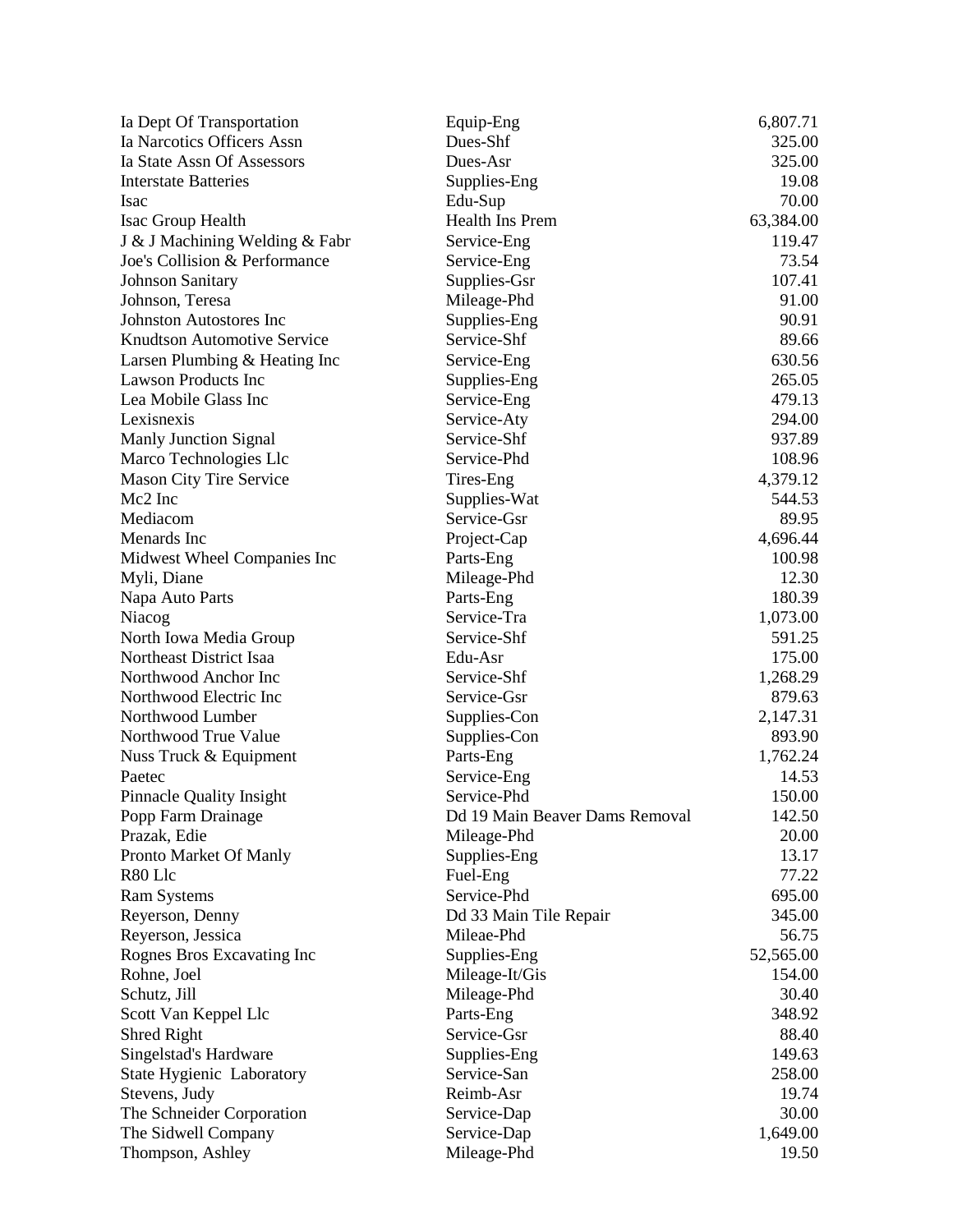| | | |
|---|---|---|
| Ia Dept Of Transportation | Equip-Eng | 6,807.71 |
| Ia Narcotics Officers Assn | Dues-Shf | 325.00 |
| Ia State Assn Of Assessors | Dues-Asr | 325.00 |
| Interstate Batteries | Supplies-Eng | 19.08 |
| Isac | Edu-Sup | 70.00 |
| Isac Group Health | Health Ins Prem | 63,384.00 |
| J & J Machining Welding & Fabr | Service-Eng | 119.47 |
| Joe's Collision & Performance | Service-Eng | 73.54 |
| Johnson Sanitary | Supplies-Gsr | 107.41 |
| Johnson, Teresa | Mileage-Phd | 91.00 |
| Johnston Autostores Inc | Supplies-Eng | 90.91 |
| Knudtson Automotive Service | Service-Shf | 89.66 |
| Larsen Plumbing & Heating Inc | Service-Eng | 630.56 |
| Lawson Products Inc | Supplies-Eng | 265.05 |
| Lea Mobile Glass Inc | Service-Eng | 479.13 |
| Lexisnexis | Service-Aty | 294.00 |
| Manly Junction Signal | Service-Shf | 937.89 |
| Marco Technologies Llc | Service-Phd | 108.96 |
| Mason City Tire Service | Tires-Eng | 4,379.12 |
| Mc2 Inc | Supplies-Wat | 544.53 |
| Mediacom | Service-Gsr | 89.95 |
| Menards Inc | Project-Cap | 4,696.44 |
| Midwest Wheel Companies Inc | Parts-Eng | 100.98 |
| Myli, Diane | Mileage-Phd | 12.30 |
| Napa Auto Parts | Parts-Eng | 180.39 |
| Niacog | Service-Tra | 1,073.00 |
| North Iowa Media Group | Service-Shf | 591.25 |
| Northeast District Isaa | Edu-Asr | 175.00 |
| Northwood Anchor Inc | Service-Shf | 1,268.29 |
| Northwood Electric Inc | Service-Gsr | 879.63 |
| Northwood Lumber | Supplies-Con | 2,147.31 |
| Northwood True Value | Supplies-Con | 893.90 |
| Nuss Truck & Equipment | Parts-Eng | 1,762.24 |
| Paetec | Service-Eng | 14.53 |
| Pinnacle Quality Insight | Service-Phd | 150.00 |
| Popp Farm Drainage | Dd 19 Main Beaver Dams Removal | 142.50 |
| Prazak, Edie | Mileage-Phd | 20.00 |
| Pronto Market Of Manly | Supplies-Eng | 13.17 |
| R80 Llc | Fuel-Eng | 77.22 |
| Ram Systems | Service-Phd | 695.00 |
| Reyerson, Denny | Dd 33 Main Tile Repair | 345.00 |
| Reyerson, Jessica | Mileae-Phd | 56.75 |
| Rognes Bros Excavating Inc | Supplies-Eng | 52,565.00 |
| Rohne, Joel | Mileage-It/Gis | 154.00 |
| Schutz, Jill | Mileage-Phd | 30.40 |
| Scott Van Keppel Llc | Parts-Eng | 348.92 |
| Shred Right | Service-Gsr | 88.40 |
| Singelstad's Hardware | Supplies-Eng | 149.63 |
| State Hygienic Laboratory | Service-San | 258.00 |
| Stevens, Judy | Reimb-Asr | 19.74 |
| The Schneider Corporation | Service-Dap | 30.00 |
| The Sidwell Company | Service-Dap | 1,649.00 |
| Thompson, Ashley | Mileage-Phd | 19.50 |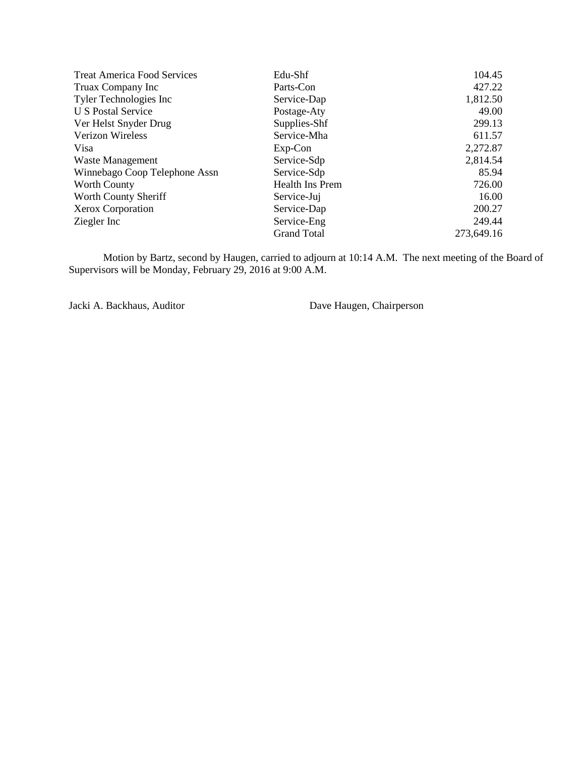| | | |
|---|---|---|
| Treat America Food Services | Edu-Shf | 104.45 |
| Truax Company Inc | Parts-Con | 427.22 |
| Tyler Technologies Inc | Service-Dap | 1,812.50 |
| U S Postal Service | Postage-Aty | 49.00 |
| Ver Helst Snyder Drug | Supplies-Shf | 299.13 |
| Verizon Wireless | Service-Mha | 611.57 |
| Visa | Exp-Con | 2,272.87 |
| Waste Management | Service-Sdp | 2,814.54 |
| Winnebago Coop Telephone Assn | Service-Sdp | 85.94 |
| Worth County | Health Ins Prem | 726.00 |
| Worth County Sheriff | Service-Juj | 16.00 |
| Xerox Corporation | Service-Dap | 200.27 |
| Ziegler Inc | Service-Eng | 249.44 |
| | Grand Total | 273,649.16 |

Motion by Bartz, second by Haugen, carried to adjourn at 10:14 A.M. The next meeting of the Board of Supervisors will be Monday, February 29, 2016 at 9:00 A.M.

Jacki A. Backhaus, Auditor    Dave Haugen, Chairperson